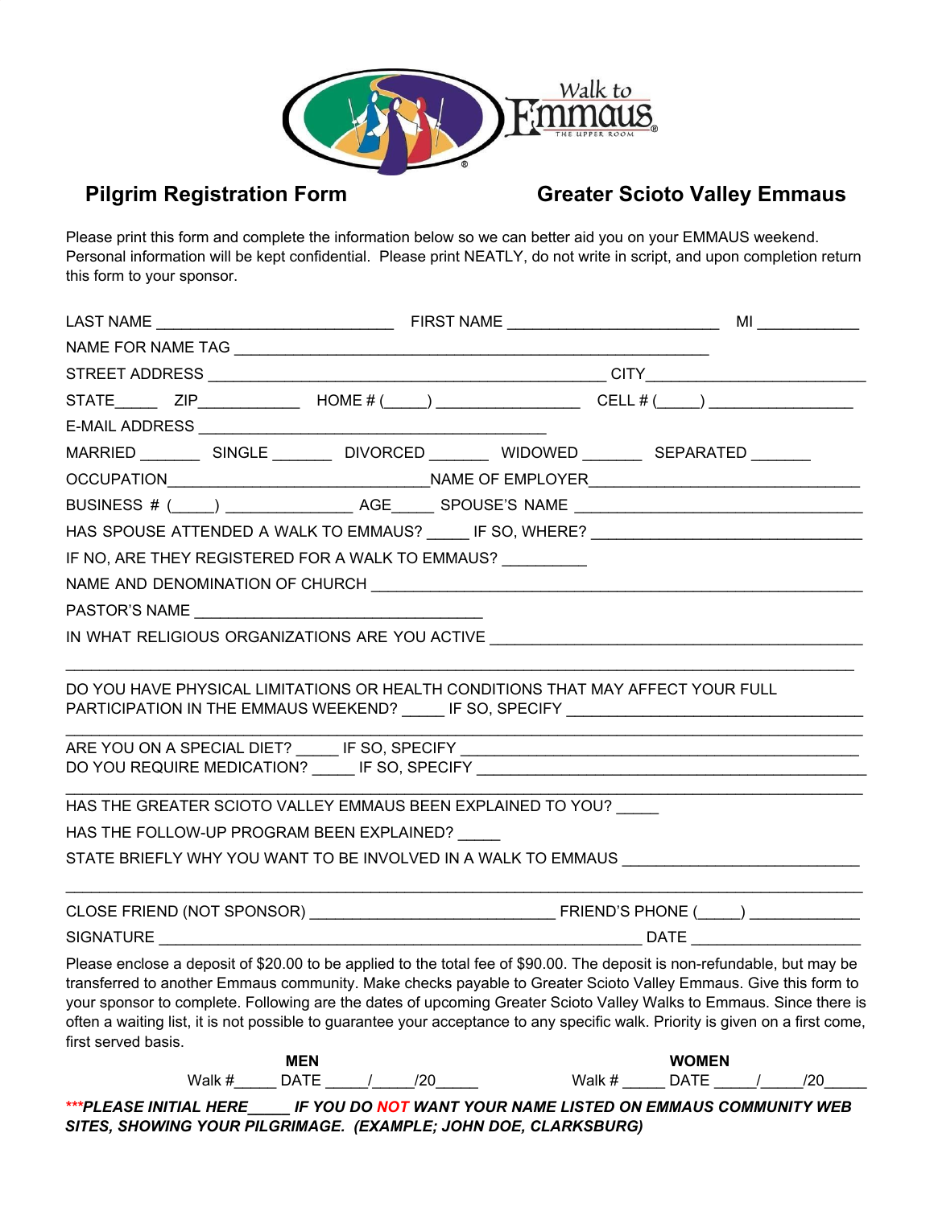Walk to Emmaus

THE UPPER ROOM

## Pilgrim Registration Form

## Greater Scioto Valley Emmaus

Please print this form and complete the information below so we can better aid you on your EMMAUS weekend. Personal information will be kept confidential. Please print NEATLY, do not write in script, and upon completion return this form to your sponsor.

LAST NAME ___________________________ FIRST NAME ________________________ MI ___________

NAME FOR NAME TAG ______________________________________________________

STREET ADDRESS _____________________________________________ CITY________________________

STATE_____ ZIP___________ HOME # (_____) _______________ CELL # (_____) ________________

E-MAIL ADDRESS _______________________________________

MARRIED _______ SINGLE _______ DIVORCED _______ WIDOWED _______ SEPARATED _______

OCCUPATION_____________________________NAME OF EMPLOYER______________________________

BUSINESS # (_____) ______________ AGE_____ SPOUSE'S NAME ________________________________

HAS SPOUSE ATTENDED A WALK TO EMMAUS? _____ IF SO, WHERE? ______________________________

IF NO, ARE THEY REGISTERED FOR A WALK TO EMMAUS? _________

NAME AND DENOMINATION OF CHURCH _______________________________________________________

PASTOR'S NAME ________________________________

IN WHAT RELIGIOUS ORGANIZATIONS ARE YOU ACTIVE __________________________________________

_______________________________________________________________________________________

DO YOU HAVE PHYSICAL LIMITATIONS OR HEALTH CONDITIONS THAT MAY AFFECT YOUR FULL PARTICIPATION IN THE EMMAUS WEEKEND? _____ IF SO, SPECIFY ________________________________

_______________________________________________________________________________________

ARE YOU ON A SPECIAL DIET? _____ IF SO, SPECIFY _________________________________________

DO YOU REQUIRE MEDICATION? _____ IF SO, SPECIFY ___________________________________________

_______________________________________________________________________________________

HAS THE GREATER SCIOTO VALLEY EMMAUS BEEN EXPLAINED TO YOU? _____

HAS THE FOLLOW-UP PROGRAM BEEN EXPLAINED? _____

STATE BRIEFLY WHY YOU WANT TO BE INVOLVED IN A WALK TO EMMAUS __________________________

_______________________________________________________________________________________

CLOSE FRIEND (NOT SPONSOR) ___________________________ FRIEND'S PHONE (_____) ____________

SIGNATURE _______________________________________________________ DATE ___________________

Please enclose a deposit of $20.00 to be applied to the total fee of $90.00. The deposit is non-refundable, but may be transferred to another Emmaus community. Make checks payable to Greater Scioto Valley Emmaus. Give this form to your sponsor to complete. Following are the dates of upcoming Greater Scioto Valley Walks to Emmaus. Since there is often a waiting list, it is not possible to guarantee your acceptance to any specific walk. Priority is given on a first come, first served basis.

| **MEN** | **WOMEN** |
|---|---|
| Walk #_____ DATE _____/_____/20_____ | Walk # _____ DATE _____/_____/20_____ |

***\*\*\*PLEASE INITIAL HERE_____ IF YOU DO NOT WANT YOUR NAME LISTED ON EMMAUS COMMUNITY WEB SITES, SHOWING YOUR PILGRIMAGE. (EXAMPLE; JOHN DOE, CLARKSBURG)***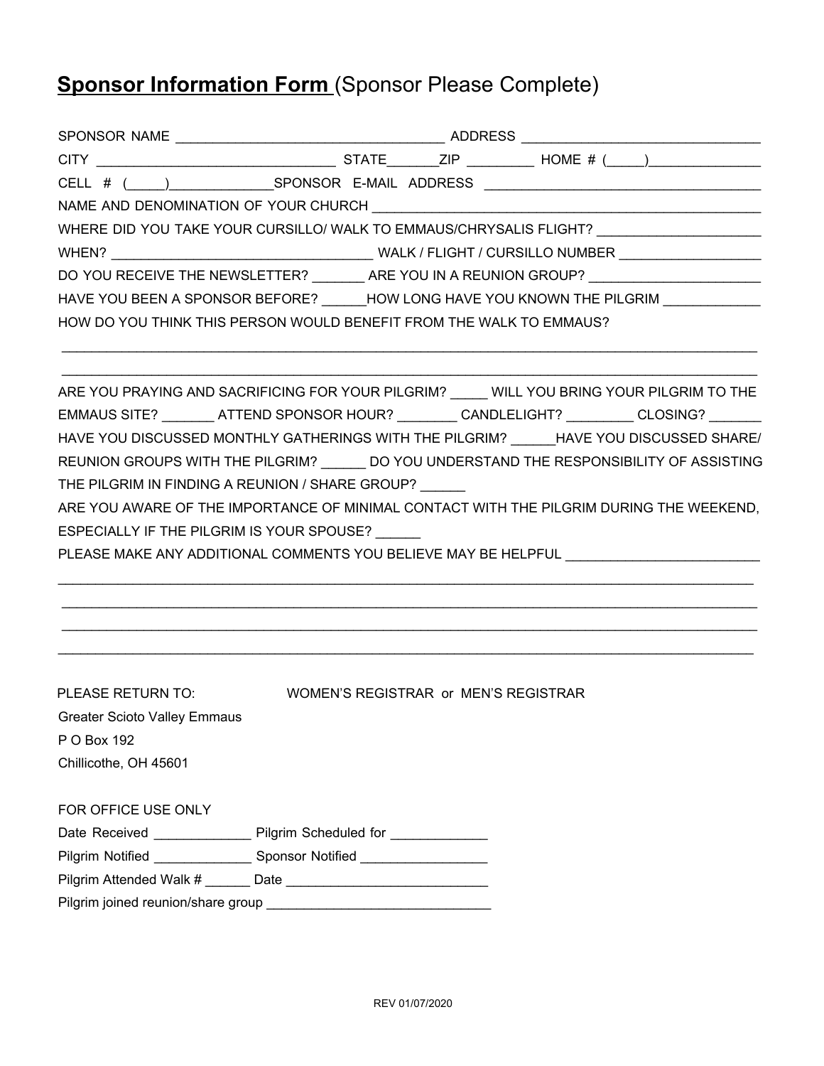# **Sponsor Information Form** (Sponsor Please Complete)

SPONSOR NAME ___________________________________ ADDRESS _______________________________

CITY ______________________________ STATE_______ZIP _________ HOME # (_____)_______________

CELL # (_____)_____________SPONSOR E-MAIL ADDRESS ____________________________________

NAME AND DENOMINATION OF YOUR CHURCH _____________________________________________________

WHERE DID YOU TAKE YOUR CURSILLO/ WALK TO EMMAUS/CHRYSALIS FLIGHT? _____________________

WHEN? _________________________________ WALK / FLIGHT / CURSILLO NUMBER __________________

DO YOU RECEIVE THE NEWSLETTER? _______ ARE YOU IN A REUNION GROUP? ______________________

HAVE YOU BEEN A SPONSOR BEFORE? ______HOW LONG HAVE YOU KNOWN THE PILGRIM ____________

HOW DO YOU THINK THIS PERSON WOULD BENEFIT FROM THE WALK TO EMMAUS?

_____________________________________________________________________________________________

_____________________________________________________________________________________________

ARE YOU PRAYING AND SACRIFICING FOR YOUR PILGRIM? _____ WILL YOU BRING YOUR PILGRIM TO THE EMMAUS SITE? _______ ATTEND SPONSOR HOUR? ________ CANDLELIGHT? _________ CLOSING? _______

HAVE YOU DISCUSSED MONTHLY GATHERINGS WITH THE PILGRIM? ______HAVE YOU DISCUSSED SHARE/ REUNION GROUPS WITH THE PILGRIM? ______ DO YOU UNDERSTAND THE RESPONSIBILITY OF ASSISTING THE PILGRIM IN FINDING A REUNION / SHARE GROUP? ______

ARE YOU AWARE OF THE IMPORTANCE OF MINIMAL CONTACT WITH THE PILGRIM DURING THE WEEKEND, ESPECIALLY IF THE PILGRIM IS YOUR SPOUSE? ______

PLEASE MAKE ANY ADDITIONAL COMMENTS YOU BELIEVE MAY BE HELPFUL _________________________

_____________________________________________________________________________________________

_____________________________________________________________________________________________

_____________________________________________________________________________________________

_____________________________________________________________________________________________

PLEASE RETURN TO: WOMEN'S REGISTRAR or MEN'S REGISTRAR

Greater Scioto Valley Emmaus
P O Box 192
Chillicothe, OH 45601

FOR OFFICE USE ONLY

Date Received _____________ Pilgrim Scheduled for _____________

Pilgrim Notified _____________ Sponsor Notified ________________

Pilgrim Attended Walk # ______ Date ___________________________

Pilgrim joined reunion/share group ______________________________

REV 01/07/2020